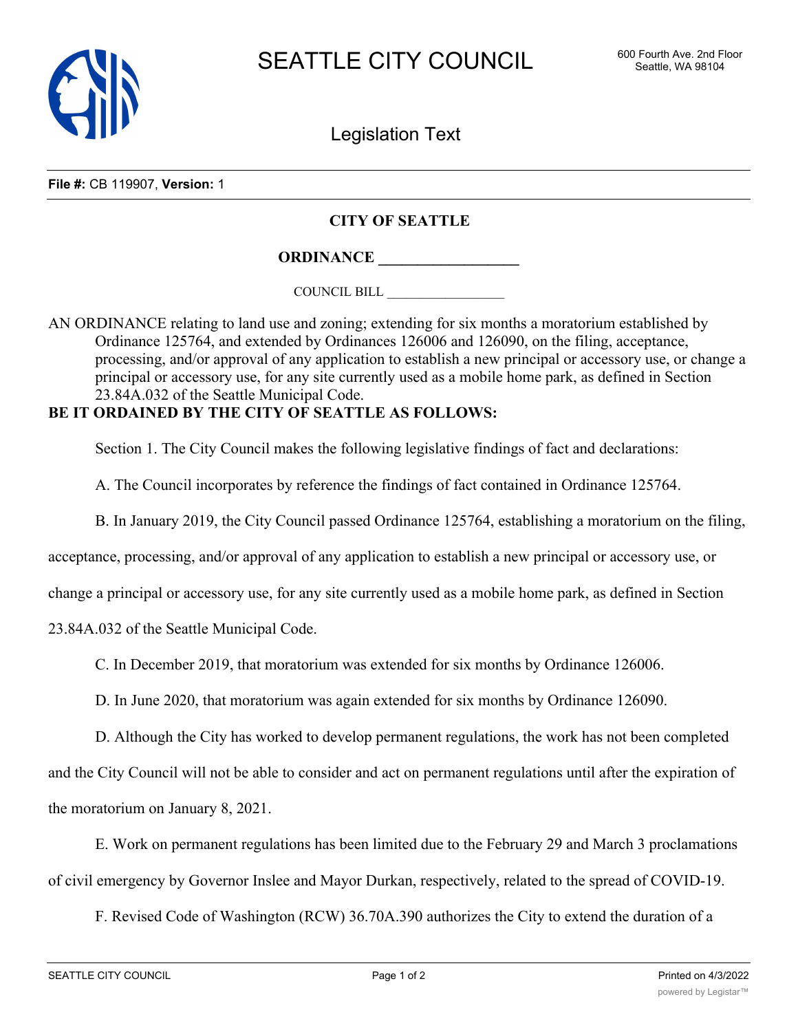SEATTLE CITY COUNCIL

600 Fourth Ave. 2nd Floor
Seattle, WA 98104

Legislation Text

**File #:** CB 119907, **Version:** 1

**CITY OF SEATTLE**

**ORDINANCE __________________**

COUNCIL BILL __________________

AN ORDINANCE relating to land use and zoning; extending for six months a moratorium established by Ordinance 125764, and extended by Ordinances 126006 and 126090, on the filing, acceptance, processing, and/or approval of any application to establish a new principal or accessory use, or change a principal or accessory use, for any site currently used as a mobile home park, as defined in Section 23.84A.032 of the Seattle Municipal Code.

**BE IT ORDAINED BY THE CITY OF SEATTLE AS FOLLOWS:**

Section 1. The City Council makes the following legislative findings of fact and declarations:

A. The Council incorporates by reference the findings of fact contained in Ordinance 125764.

B. In January 2019, the City Council passed Ordinance 125764, establishing a moratorium on the filing, acceptance, processing, and/or approval of any application to establish a new principal or accessory use, or change a principal or accessory use, for any site currently used as a mobile home park, as defined in Section 23.84A.032 of the Seattle Municipal Code.

C. In December 2019, that moratorium was extended for six months by Ordinance 126006.

D. In June 2020, that moratorium was again extended for six months by Ordinance 126090.

D. Although the City has worked to develop permanent regulations, the work has not been completed and the City Council will not be able to consider and act on permanent regulations until after the expiration of the moratorium on January 8, 2021.

E. Work on permanent regulations has been limited due to the February 29 and March 3 proclamations of civil emergency by Governor Inslee and Mayor Durkan, respectively, related to the spread of COVID-19.

F. Revised Code of Washington (RCW) 36.70A.390 authorizes the City to extend the duration of a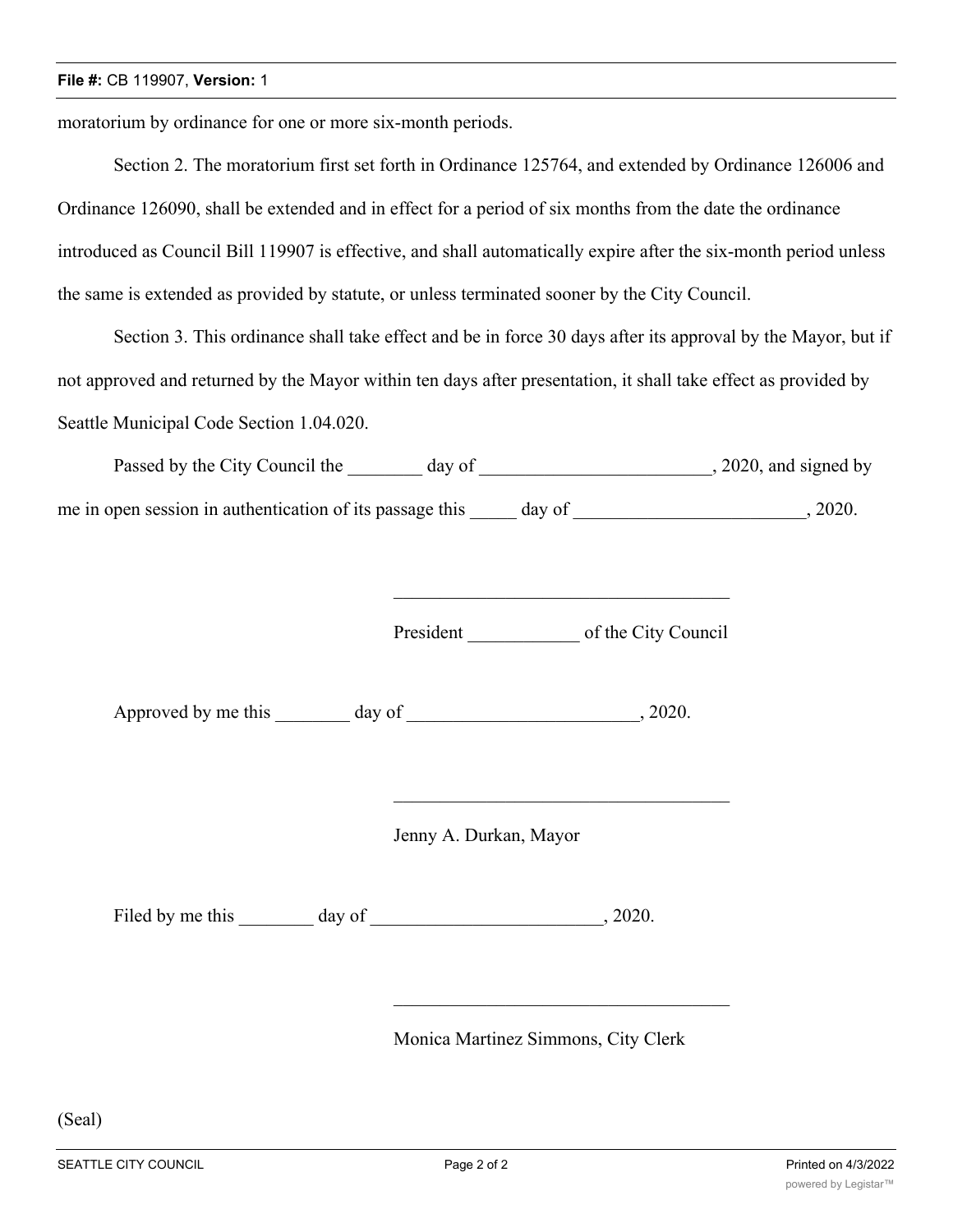moratorium by ordinance for one or more six-month periods.

Section 2. The moratorium first set forth in Ordinance 125764, and extended by Ordinance 126006 and Ordinance 126090, shall be extended and in effect for a period of six months from the date the ordinance introduced as Council Bill 119907 is effective, and shall automatically expire after the six-month period unless the same is extended as provided by statute, or unless terminated sooner by the City Council.

Section 3. This ordinance shall take effect and be in force 30 days after its approval by the Mayor, but if not approved and returned by the Mayor within ten days after presentation, it shall take effect as provided by Seattle Municipal Code Section 1.04.020.

Passed by the City Council the ________ day of _________________________, 2020, and signed by me in open session in authentication of its passage this _____ day of _________________________, 2020.

_____________________________________

President ____________ of the City Council

Approved by me this ________ day of _________________________, 2020.

_____________________________________

Jenny A. Durkan, Mayor

Filed by me this ________ day of _________________________, 2020.

_____________________________________

Monica Martinez Simmons, City Clerk

(Seal)